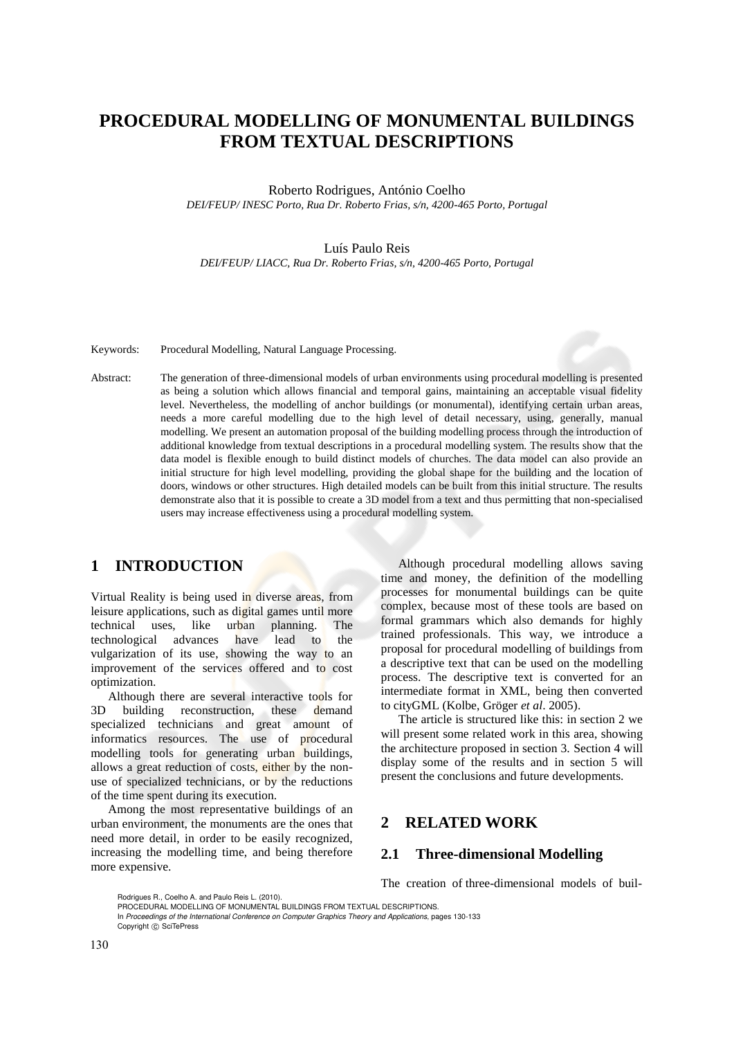# PROCEDURAL MODELLING OF MONUMENTAL BUILDINGS FROM TEXTUAL DESCRIPTIONS

Roberto Rodrigues, António Coelho
*DEI/FEUP/ INESC Porto, Rua Dr. Roberto Frias, s/n, 4200-465 Porto, Portugal*

Luís Paulo Reis
*DEI/FEUP/ LIACC, Rua Dr. Roberto Frias, s/n, 4200-465 Porto, Portugal*

Keywords: Procedural Modelling, Natural Language Processing.

Abstract: The generation of three-dimensional models of urban environments using procedural modelling is presented as being a solution which allows financial and temporal gains, maintaining an acceptable visual fidelity level. Nevertheless, the modelling of anchor buildings (or monumental), identifying certain urban areas, needs a more careful modelling due to the high level of detail necessary, using, generally, manual modelling. We present an automation proposal of the building modelling process through the introduction of additional knowledge from textual descriptions in a procedural modelling system. The results show that the data model is flexible enough to build distinct models of churches. The data model can also provide an initial structure for high level modelling, providing the global shape for the building and the location of doors, windows or other structures. High detailed models can be built from this initial structure. The results demonstrate also that it is possible to create a 3D model from a text and thus permitting that non-specialised users may increase effectiveness using a procedural modelling system.

## 1 INTRODUCTION

Virtual Reality is being used in diverse areas, from leisure applications, such as digital games until more technical uses, like urban planning. The technological advances have lead to the vulgarization of its use, showing the way to an improvement of the services offered and to cost optimization.

Although there are several interactive tools for 3D building reconstruction, these demand specialized technicians and great amount of informatics resources. The use of procedural modelling tools for generating urban buildings, allows a great reduction of costs, either by the non-use of specialized technicians, or by the reductions of the time spent during its execution.

Among the most representative buildings of an urban environment, the monuments are the ones that need more detail, in order to be easily recognized, increasing the modelling time, and being therefore more expensive.

Although procedural modelling allows saving time and money, the definition of the modelling processes for monumental buildings can be quite complex, because most of these tools are based on formal grammars which also demands for highly trained professionals. This way, we introduce a proposal for procedural modelling of buildings from a descriptive text that can be used on the modelling process. The descriptive text is converted for an intermediate format in XML, being then converted to cityGML (Kolbe, Gröger *et al*. 2005).

The article is structured like this: in section 2 we will present some related work in this area, showing the architecture proposed in section 3. Section 4 will display some of the results and in section 5 will present the conclusions and future developments.

## 2 RELATED WORK

### 2.1 Three-dimensional Modelling

The creation of three-dimensional models of buil-

Rodrigues R., Coelho A. and Paulo Reis L. (2010).
PROCEDURAL MODELLING OF MONUMENTAL BUILDINGS FROM TEXTUAL DESCRIPTIONS.
In *Proceedings of the International Conference on Computer Graphics Theory and Applications*, pages 130-133
Copyright © SciTePress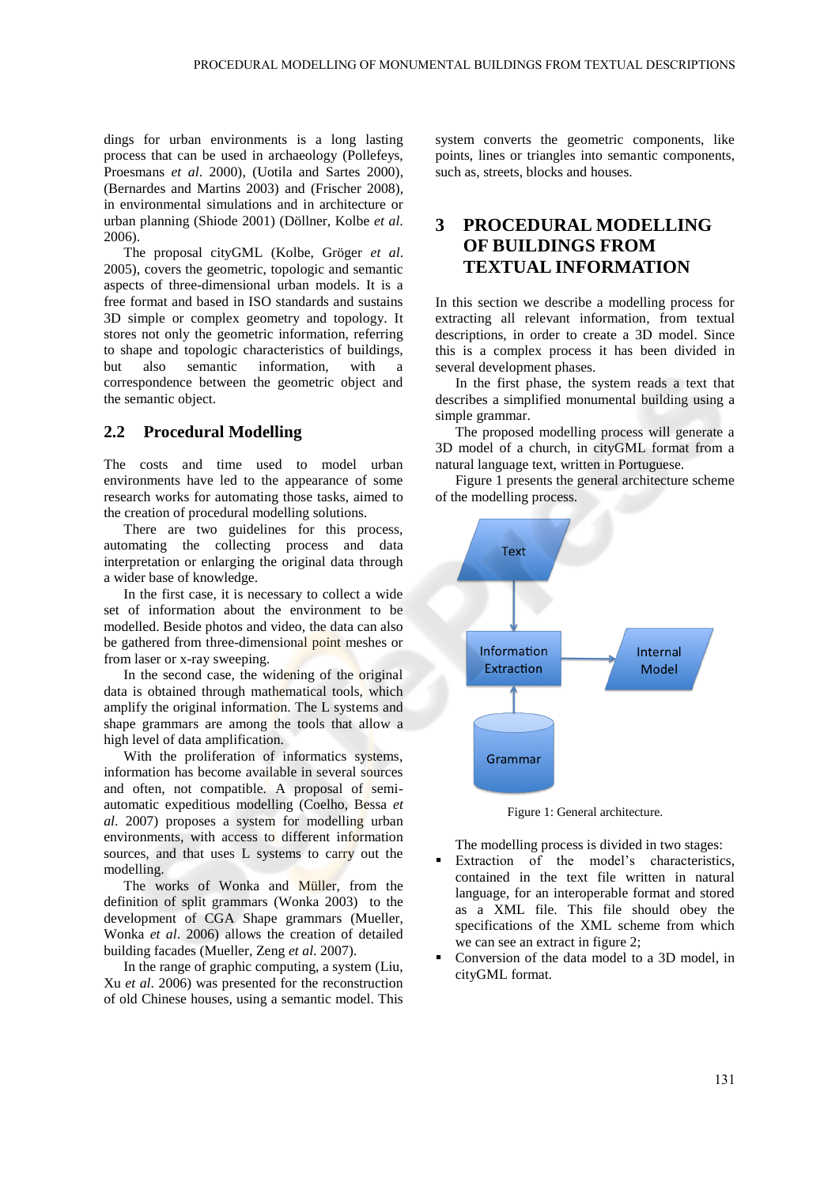dings for urban environments is a long lasting process that can be used in archaeology (Pollefeys, Proesmans *et al*. 2000), (Uotila and Sartes 2000), (Bernardes and Martins 2003) and (Frischer 2008), in environmental simulations and in architecture or urban planning (Shiode 2001) (Döllner, Kolbe *et al.* 2006).

The proposal cityGML (Kolbe, Gröger *et al*. 2005), covers the geometric, topologic and semantic aspects of three-dimensional urban models. It is a free format and based in ISO standards and sustains 3D simple or complex geometry and topology. It stores not only the geometric information, referring to shape and topologic characteristics of buildings, but also semantic information, with a correspondence between the geometric object and the semantic object.

## 2.2 Procedural Modelling

The costs and time used to model urban environments have led to the appearance of some research works for automating those tasks, aimed to the creation of procedural modelling solutions.

There are two guidelines for this process, automating the collecting process and data interpretation or enlarging the original data through a wider base of knowledge.

In the first case, it is necessary to collect a wide set of information about the environment to be modelled. Beside photos and video, the data can also be gathered from three-dimensional point meshes or from laser or x-ray sweeping.

In the second case, the widening of the original data is obtained through mathematical tools, which amplify the original information. The L systems and shape grammars are among the tools that allow a high level of data amplification.

With the proliferation of informatics systems, information has become available in several sources and often, not compatible. A proposal of semi-automatic expeditious modelling (Coelho, Bessa *et al*. 2007) proposes a system for modelling urban environments, with access to different information sources, and that uses L systems to carry out the modelling.

The works of Wonka and Müller, from the definition of split grammars (Wonka 2003) to the development of CGA Shape grammars (Mueller, Wonka *et al*. 2006) allows the creation of detailed building facades (Mueller, Zeng *et al*. 2007).

In the range of graphic computing, a system (Liu, Xu *et al*. 2006) was presented for the reconstruction of old Chinese houses, using a semantic model. This system converts the geometric components, like points, lines or triangles into semantic components, such as, streets, blocks and houses.

# 3 PROCEDURAL MODELLING OF BUILDINGS FROM TEXTUAL INFORMATION

In this section we describe a modelling process for extracting all relevant information, from textual descriptions, in order to create a 3D model. Since this is a complex process it has been divided in several development phases.

In the first phase, the system reads a text that describes a simplified monumental building using a simple grammar.

The proposed modelling process will generate a 3D model of a church, in cityGML format from a natural language text, written in Portuguese.

Figure 1 presents the general architecture scheme of the modelling process.

Figure 1: General architecture.

The modelling process is divided in two stages:

- Extraction of the model's characteristics, contained in the text file written in natural language, for an interoperable format and stored as a XML file. This file should obey the specifications of the XML scheme from which we can see an extract in figure 2;
- Conversion of the data model to a 3D model, in cityGML format.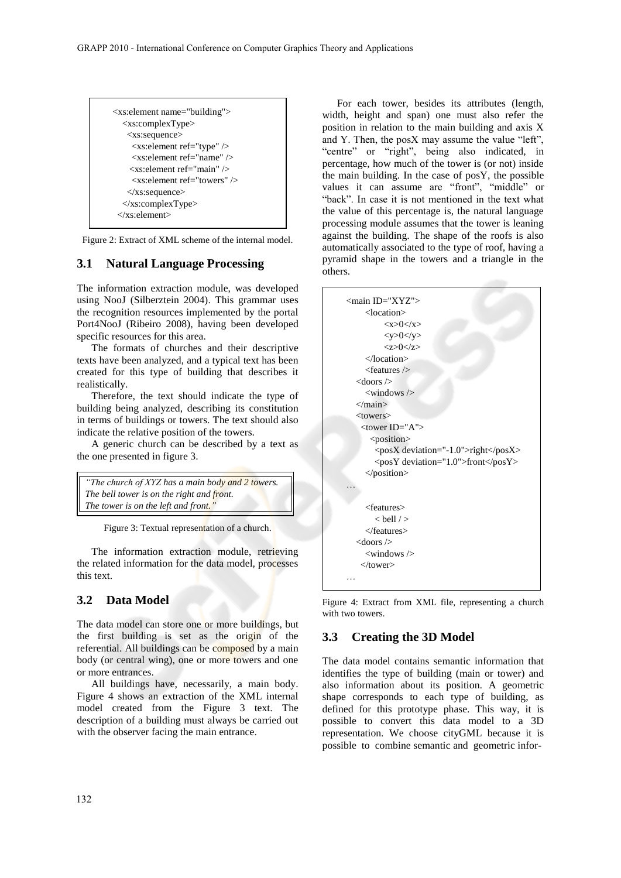```
<xs:element name="building">
  <xs:complexType>
    <xs:sequence>
      <xs:element ref="type" />
      <xs:element ref="name" />
      <xs:element ref="main" />
      <xs:element ref="towers" />
    </xs:sequence>
  </xs:complexType>
</xs:element>
```

Figure 2: Extract of XML scheme of the internal model.

### 3.1 Natural Language Processing

The information extraction module, was developed using NooJ (Silberztein 2004). This grammar uses the recognition resources implemented by the portal Port4NooJ (Ribeiro 2008), having been developed specific resources for this area.

The formats of churches and their descriptive texts have been analyzed, and a typical text has been created for this type of building that describes it realistically.

Therefore, the text should indicate the type of building being analyzed, describing its constitution in terms of buildings or towers. The text should also indicate the relative position of the towers.

A generic church can be described by a text as the one presented in figure 3.

*"The church of XYZ has a main body and 2 towers. The bell tower is on the right and front. The tower is on the left and front."*

Figure 3: Textual representation of a church.

The information extraction module, retrieving the related information for the data model, processes this text.

### 3.2 Data Model

The data model can store one or more buildings, but the first building is set as the origin of the referential. All buildings can be composed by a main body (or central wing), one or more towers and one or more entrances.

All buildings have, necessarily, a main body. Figure 4 shows an extraction of the XML internal model created from the Figure 3 text. The description of a building must always be carried out with the observer facing the main entrance.

For each tower, besides its attributes (length, width, height and span) one must also refer the position in relation to the main building and axis X and Y. Then, the posX may assume the value "left", "centre" or "right", being also indicated, in percentage, how much of the tower is (or not) inside the main building. In the case of posY, the possible values it can assume are "front", "middle" or "back". In case it is not mentioned in the text what the value of this percentage is, the natural language processing module assumes that the tower is leaning against the building. The shape of the roofs is also automatically associated to the type of roof, having a pyramid shape in the towers and a triangle in the others.

```
<main ID="XYZ">
    <location>
        <x>0</x>
        <y>0</y>
        <z>0</z>
    </location>
    <features />
  <doors />
    <windows />
  </main>
  <towers>
   <tower ID="A">
     <position>
       <posX deviation="-1.0">right</posX>
       <posY deviation="1.0">front</posY>
    </position>
…

    <features>
       < bell / >
    </features>
  <doors />
    <windows />
   </tower>
…
```

Figure 4: Extract from XML file, representing a church with two towers.

### 3.3 Creating the 3D Model

The data model contains semantic information that identifies the type of building (main or tower) and also information about its position. A geometric shape corresponds to each type of building, as defined for this prototype phase. This way, it is possible to convert this data model to a 3D representation. We choose cityGML because it is possible to combine semantic and geometric infor-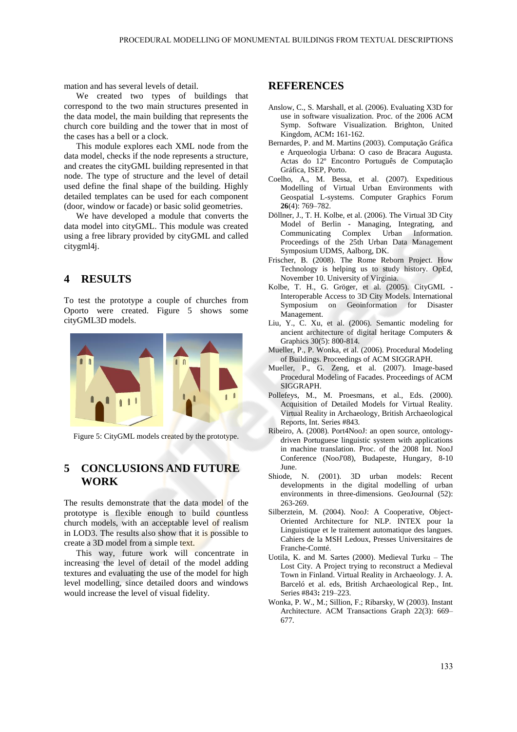mation and has several levels of detail.

We created two types of buildings that correspond to the two main structures presented in the data model, the main building that represents the church core building and the tower that in most of the cases has a bell or a clock.

This module explores each XML node from the data model, checks if the node represents a structure, and creates the cityGML building represented in that node. The type of structure and the level of detail used define the final shape of the building. Highly detailed templates can be used for each component (door, window or facade) or basic solid geometries.

We have developed a module that converts the data model into cityGML. This module was created using a free library provided by cityGML and called citygml4j.

## 4 RESULTS

To test the prototype a couple of churches from Oporto were created. Figure 5 shows some cityGML3D models.

Figure 5: CityGML models created by the prototype.

## 5 CONCLUSIONS AND FUTURE WORK

The results demonstrate that the data model of the prototype is flexible enough to build countless church models, with an acceptable level of realism in LOD3. The results also show that it is possible to create a 3D model from a simple text.

This way, future work will concentrate in increasing the level of detail of the model adding textures and evaluating the use of the model for high level modelling, since detailed doors and windows would increase the level of visual fidelity.

## REFERENCES

Anslow, C., S. Marshall, et al. (2006). Evaluating X3D for use in software visualization. Proc. of the 2006 ACM Symp. Software Visualization. Brighton, United Kingdom, ACM**:** 161-162.

Bernardes, P. and M. Martins (2003). Computação Gráfica e Arqueologia Urbana: O caso de Bracara Augusta. Actas do 12º Encontro Português de Computação Gráfica, ISEP, Porto.

Coelho, A., M. Bessa, et al. (2007). Expeditious Modelling of Virtual Urban Environments with Geospatial L-systems. Computer Graphics Forum **26**(4): 769–782.

Döllner, J., T. H. Kolbe, et al. (2006). The Virtual 3D City Model of Berlin - Managing, Integrating, and Communicating Complex Urban Information. Proceedings of the 25th Urban Data Management Symposium UDMS, Aalborg, DK.

Frischer, B. (2008). The Rome Reborn Project. How Technology is helping us to study history. OpEd, November 10. University of Virginia.

Kolbe, T. H., G. Gröger, et al. (2005). CityGML - Interoperable Access to 3D City Models. International Symposium on Geoinformation for Disaster Management.

Liu, Y., C. Xu, et al. (2006). Semantic modeling for ancient architecture of digital heritage Computers & Graphics 30(5): 800-814.

Mueller, P., P. Wonka, et al. (2006). Procedural Modeling of Buildings. Proceedings of ACM SIGGRAPH.

Mueller, P., G. Zeng, et al. (2007). Image-based Procedural Modeling of Facades. Proceedings of ACM SIGGRAPH.

Pollefeys, M., M. Proesmans, et al., Eds. (2000). Acquisition of Detailed Models for Virtual Reality. Virtual Reality in Archaeology, British Archaeological Reports, Int. Series #843.

Ribeiro, A. (2008). Port4NooJ: an open source, ontology-driven Portuguese linguistic system with applications in machine translation. Proc. of the 2008 Int. NooJ Conference (NooJ'08), Budapeste, Hungary, 8-10 June.

Shiode, N. (2001). 3D urban models: Recent developments in the digital modelling of urban environments in three-dimensions. GeoJournal (52): 263-269.

Silberztein, M. (2004). NooJ: A Cooperative, Object-Oriented Architecture for NLP. INTEX pour la Linguistique et le traitement automatique des langues. Cahiers de la MSH Ledoux, Presses Universitaires de Franche-Comté.

Uotila, K. and M. Sartes (2000). Medieval Turku – The Lost City. A Project trying to reconstruct a Medieval Town in Finland. Virtual Reality in Archaeology. J. A. Barceló et al. eds, British Archaeological Rep., Int. Series #843**:** 219–223.

Wonka, P. W., M.; Sillion, F.; Ribarsky, W (2003). Instant Architecture. ACM Transactions Graph 22(3): 669–677.